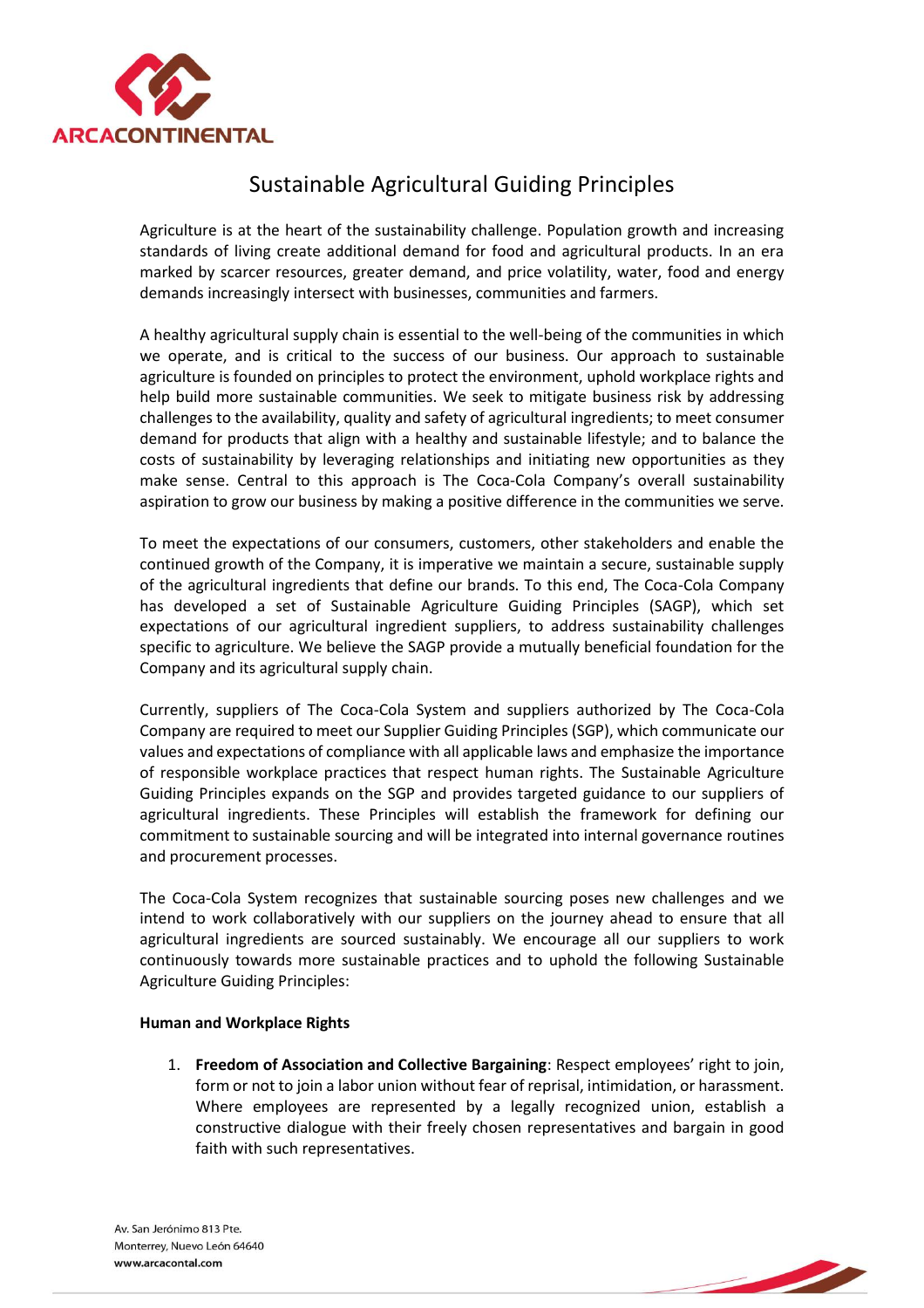# Sustainable Agricultural Guiding Principles

Agriculture is at the heart of the sustainability challenge. Population growth and increasing standards of living create additional demand for food and agricultural products. In an era marked by scarcer resources, greater demand, and price volatility, water, food and energy demands increasingly intersect with businesses, communities and farmers.

A healthy agricultural supply chain is essential to the well-being of the communities in which we operate, and is critical to the success of our business. Our approach to sustainable agriculture is founded on principles to protect the environment, uphold workplace rights and help build more sustainable communities. We seek to mitigate business risk by addressing challenges to the availability, quality and safety of agricultural ingredients; to meet consumer demand for products that align with a healthy and sustainable lifestyle; and to balance the costs of sustainability by leveraging relationships and initiating new opportunities as they make sense. Central to this approach is The Coca-Cola Company's overall sustainability aspiration to grow our business by making a positive difference in the communities we serve.

To meet the expectations of our consumers, customers, other stakeholders and enable the continued growth of the Company, it is imperative we maintain a secure, sustainable supply of the agricultural ingredients that define our brands. To this end, The Coca-Cola Company has developed a set of Sustainable Agriculture Guiding Principles (SAGP), which set expectations of our agricultural ingredient suppliers, to address sustainability challenges specific to agriculture. We believe the SAGP provide a mutually beneficial foundation for the Company and its agricultural supply chain.

Currently, suppliers of The Coca-Cola System and suppliers authorized by The Coca-Cola Company are required to meet our Supplier Guiding Principles (SGP), which communicate our values and expectations of compliance with all applicable laws and emphasize the importance of responsible workplace practices that respect human rights. The Sustainable Agriculture Guiding Principles expands on the SGP and provides targeted guidance to our suppliers of agricultural ingredients. These Principles will establish the framework for defining our commitment to sustainable sourcing and will be integrated into internal governance routines and procurement processes.

The Coca-Cola System recognizes that sustainable sourcing poses new challenges and we intend to work collaboratively with our suppliers on the journey ahead to ensure that all agricultural ingredients are sourced sustainably. We encourage all our suppliers to work continuously towards more sustainable practices and to uphold the following Sustainable Agriculture Guiding Principles:

**Human and Workplace Rights**

1. **Freedom of Association and Collective Bargaining**: Respect employees' right to join, form or not to join a labor union without fear of reprisal, intimidation, or harassment. Where employees are represented by a legally recognized union, establish a constructive dialogue with their freely chosen representatives and bargain in good faith with such representatives.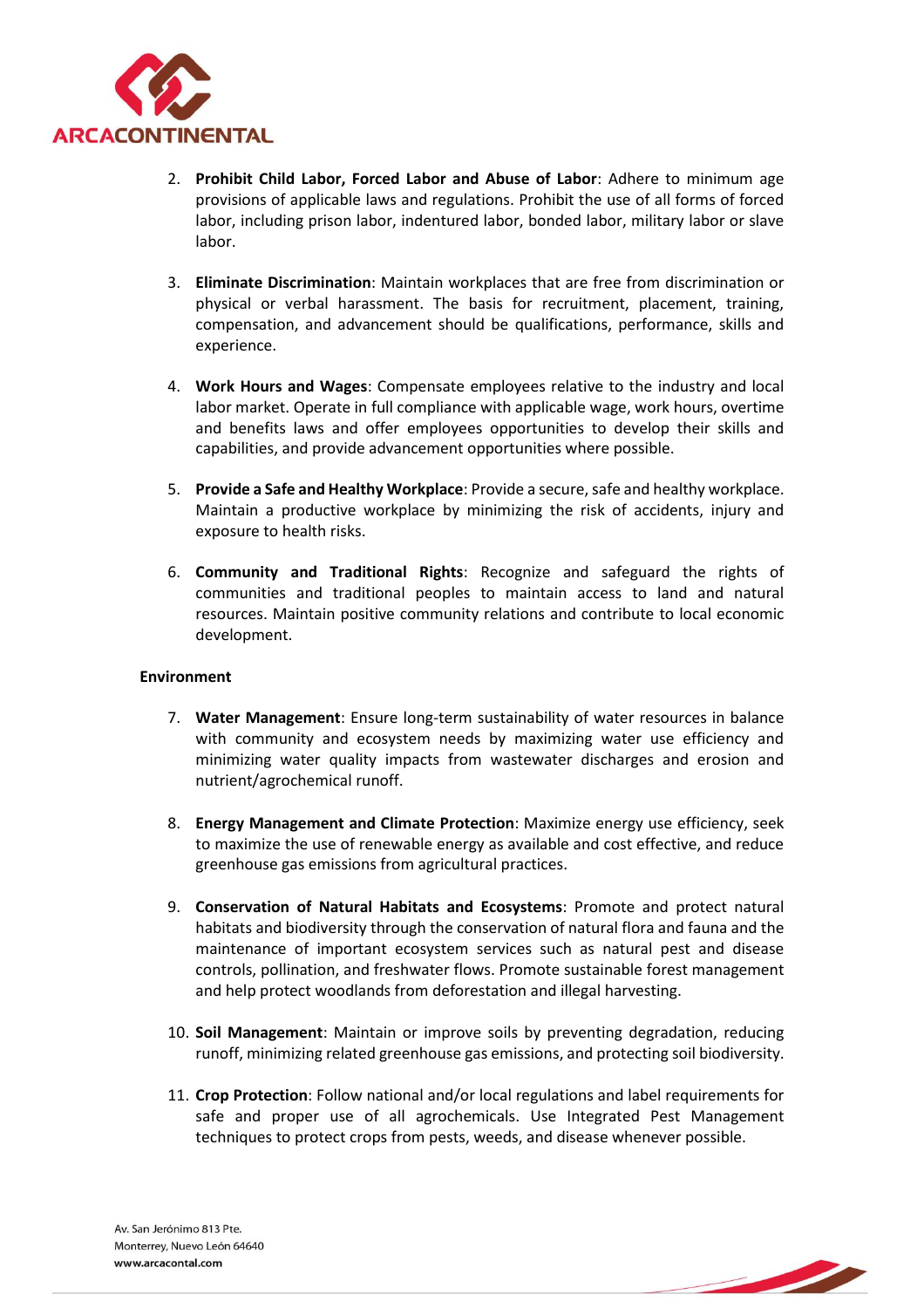2. **Prohibit Child Labor, Forced Labor and Abuse of Labor**: Adhere to minimum age provisions of applicable laws and regulations. Prohibit the use of all forms of forced labor, including prison labor, indentured labor, bonded labor, military labor or slave labor.

3. **Eliminate Discrimination**: Maintain workplaces that are free from discrimination or physical or verbal harassment. The basis for recruitment, placement, training, compensation, and advancement should be qualifications, performance, skills and experience.

4. **Work Hours and Wages**: Compensate employees relative to the industry and local labor market. Operate in full compliance with applicable wage, work hours, overtime and benefits laws and offer employees opportunities to develop their skills and capabilities, and provide advancement opportunities where possible.

5. **Provide a Safe and Healthy Workplace**: Provide a secure, safe and healthy workplace. Maintain a productive workplace by minimizing the risk of accidents, injury and exposure to health risks.

6. **Community and Traditional Rights**: Recognize and safeguard the rights of communities and traditional peoples to maintain access to land and natural resources. Maintain positive community relations and contribute to local economic development.

**Environment**

7. **Water Management**: Ensure long-term sustainability of water resources in balance with community and ecosystem needs by maximizing water use efficiency and minimizing water quality impacts from wastewater discharges and erosion and nutrient/agrochemical runoff.

8. **Energy Management and Climate Protection**: Maximize energy use efficiency, seek to maximize the use of renewable energy as available and cost effective, and reduce greenhouse gas emissions from agricultural practices.

9. **Conservation of Natural Habitats and Ecosystems**: Promote and protect natural habitats and biodiversity through the conservation of natural flora and fauna and the maintenance of important ecosystem services such as natural pest and disease controls, pollination, and freshwater flows. Promote sustainable forest management and help protect woodlands from deforestation and illegal harvesting.

10. **Soil Management**: Maintain or improve soils by preventing degradation, reducing runoff, minimizing related greenhouse gas emissions, and protecting soil biodiversity.

11. **Crop Protection**: Follow national and/or local regulations and label requirements for safe and proper use of all agrochemicals. Use Integrated Pest Management techniques to protect crops from pests, weeds, and disease whenever possible.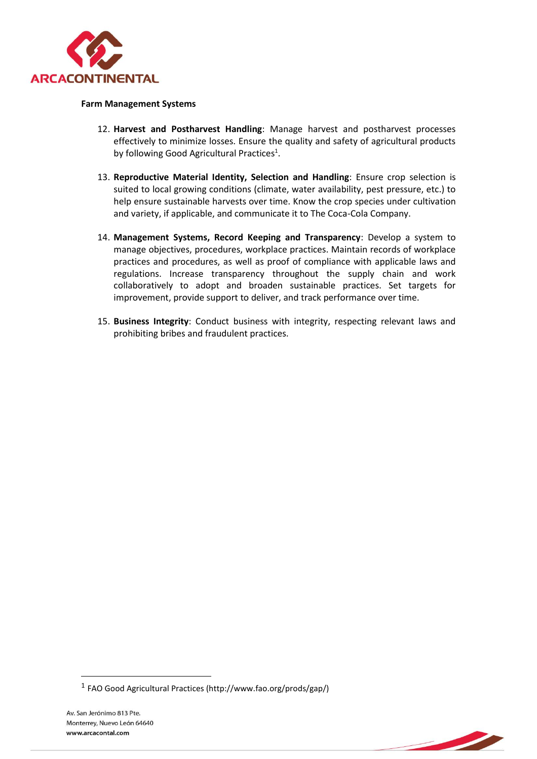**Farm Management Systems**

12. **Harvest and Postharvest Handling**: Manage harvest and postharvest processes effectively to minimize losses. Ensure the quality and safety of agricultural products by following Good Agricultural Practices[1].

13. **Reproductive Material Identity, Selection and Handling**: Ensure crop selection is suited to local growing conditions (climate, water availability, pest pressure, etc.) to help ensure sustainable harvests over time. Know the crop species under cultivation and variety, if applicable, and communicate it to The Coca-Cola Company.

14. **Management Systems, Record Keeping and Transparency**: Develop a system to manage objectives, procedures, workplace practices. Maintain records of workplace practices and procedures, as well as proof of compliance with applicable laws and regulations. Increase transparency throughout the supply chain and work collaboratively to adopt and broaden sustainable practices. Set targets for improvement, provide support to deliver, and track performance over time.

15. **Business Integrity**: Conduct business with integrity, respecting relevant laws and prohibiting bribes and fraudulent practices.

[1] FAO Good Agricultural Practices (http://www.fao.org/prods/gap/)